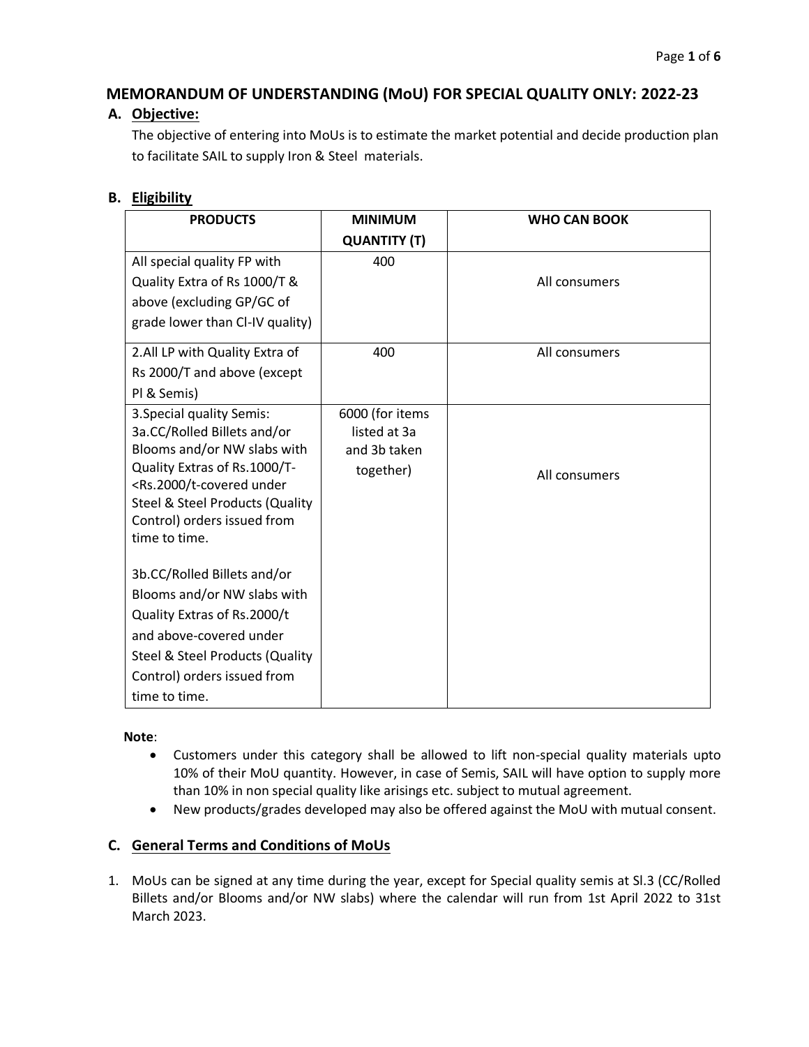# MEMORANDUM OF UNDERSTANDING (MoU) FOR SPECIAL QUALITY ONLY: 2022-23

## A. Objective:

The objective of entering into MoUs is to estimate the market potential and decide production plan to facilitate SAIL to supply Iron & Steel materials.

## B. Eligibility

| PRODUCTS | MINIMUM QUANTITY (T) | WHO CAN BOOK |
|---|---|---|
| All special quality FP with Quality Extra of Rs 1000/T & above (excluding GP/GC of grade lower than Cl-IV quality) | 400 | All consumers |
| 2.All LP with Quality Extra of Rs 2000/T and above (except Pl & Semis) | 400 | All consumers |
| 3.Special quality Semis:<br>3a.CC/Rolled Billets and/or Blooms and/or NW slabs with Quality Extras of Rs.1000/T-<Rs.2000/t-covered under Steel & Steel Products (Quality Control) orders issued from time to time.<br><br>3b.CC/Rolled Billets and/or Blooms and/or NW slabs with Quality Extras of Rs.2000/t and above-covered under Steel & Steel Products (Quality Control) orders issued from time to time. | 6000 (for items listed at 3a and 3b taken together) | All consumers |

**Note**:

- Customers under this category shall be allowed to lift non-special quality materials upto 10% of their MoU quantity. However, in case of Semis, SAIL will have option to supply more than 10% in non special quality like arisings etc. subject to mutual agreement.
- New products/grades developed may also be offered against the MoU with mutual consent.

## C. General Terms and Conditions of MoUs

1. MoUs can be signed at any time during the year, except for Special quality semis at Sl.3 (CC/Rolled Billets and/or Blooms and/or NW slabs) where the calendar will run from 1st April 2022 to 31st March 2023.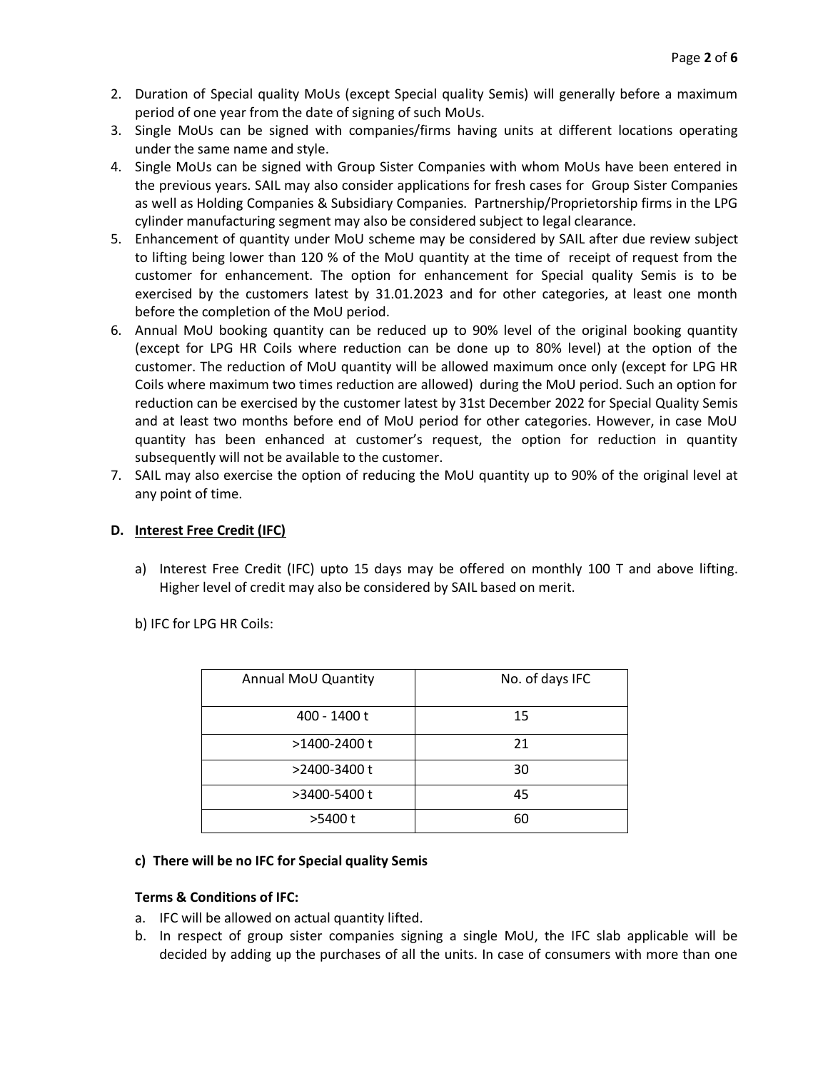2. Duration of Special quality MoUs (except Special quality Semis) will generally before a maximum period of one year from the date of signing of such MoUs.
3. Single MoUs can be signed with companies/firms having units at different locations operating under the same name and style.
4. Single MoUs can be signed with Group Sister Companies with whom MoUs have been entered in the previous years. SAIL may also consider applications for fresh cases for Group Sister Companies as well as Holding Companies & Subsidiary Companies. Partnership/Proprietorship firms in the LPG cylinder manufacturing segment may also be considered subject to legal clearance.
5. Enhancement of quantity under MoU scheme may be considered by SAIL after due review subject to lifting being lower than 120 % of the MoU quantity at the time of receipt of request from the customer for enhancement. The option for enhancement for Special quality Semis is to be exercised by the customers latest by 31.01.2023 and for other categories, at least one month before the completion of the MoU period.
6. Annual MoU booking quantity can be reduced up to 90% level of the original booking quantity (except for LPG HR Coils where reduction can be done up to 80% level) at the option of the customer. The reduction of MoU quantity will be allowed maximum once only (except for LPG HR Coils where maximum two times reduction are allowed) during the MoU period. Such an option for reduction can be exercised by the customer latest by 31st December 2022 for Special Quality Semis and at least two months before end of MoU period for other categories. However, in case MoU quantity has been enhanced at customer's request, the option for reduction in quantity subsequently will not be available to the customer.
7. SAIL may also exercise the option of reducing the MoU quantity up to 90% of the original level at any point of time.

**D. Interest Free Credit (IFC)**

a) Interest Free Credit (IFC) upto 15 days may be offered on monthly 100 T and above lifting. Higher level of credit may also be considered by SAIL based on merit.

b) IFC for LPG HR Coils:

| Annual MoU Quantity | No. of days IFC |
|---|---|
| 400 - 1400 t | 15 |
| >1400-2400 t | 21 |
| >2400-3400 t | 30 |
| >3400-5400 t | 45 |
| >5400 t | 60 |

**c) There will be no IFC for Special quality Semis**

**Terms & Conditions of IFC:**

a. IFC will be allowed on actual quantity lifted.
b. In respect of group sister companies signing a single MoU, the IFC slab applicable will be decided by adding up the purchases of all the units. In case of consumers with more than one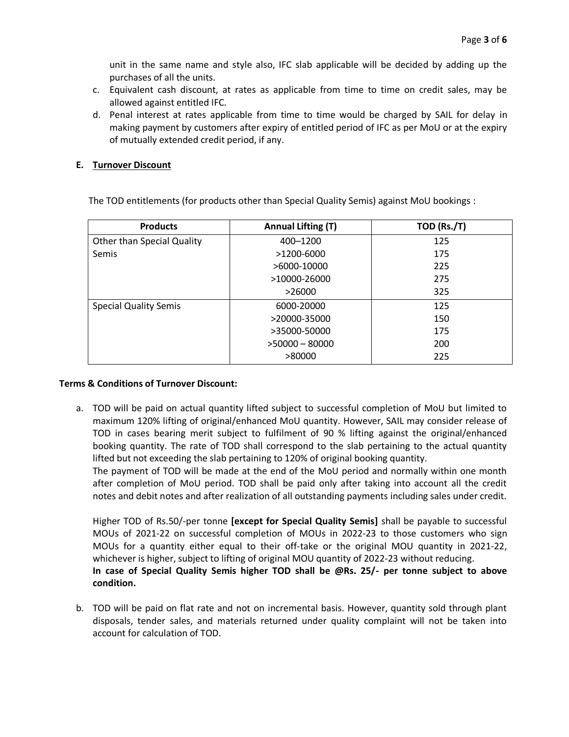unit in the same name and style also, IFC slab applicable will be decided by adding up the purchases of all the units.

c. Equivalent cash discount, at rates as applicable from time to time on credit sales, may be allowed against entitled IFC.
d. Penal interest at rates applicable from time to time would be charged by SAIL for delay in making payment by customers after expiry of entitled period of IFC as per MoU or at the expiry of mutually extended credit period, if any.

**E. Turnover Discount**

The TOD entitlements (for products other than Special Quality Semis) against MoU bookings :

| Products | Annual Lifting (T) | TOD (Rs./T) |
|---|---|---|
| Other than Special Quality Semis | 400–1200 | 125 |
| | >1200-6000 | 175 |
| | >6000-10000 | 225 |
| | >10000-26000 | 275 |
| | >26000 | 325 |
| Special Quality Semis | 6000-20000 | 125 |
| | >20000-35000 | 150 |
| | >35000-50000 | 175 |
| | >50000 – 80000 | 200 |
| | >80000 | 225 |

**Terms & Conditions of Turnover Discount:**

a. TOD will be paid on actual quantity lifted subject to successful completion of MoU but limited to maximum 120% lifting of original/enhanced MoU quantity. However, SAIL may consider release of TOD in cases bearing merit subject to fulfilment of 90 % lifting against the original/enhanced booking quantity. The rate of TOD shall correspond to the slab pertaining to the actual quantity lifted but not exceeding the slab pertaining to 120% of original booking quantity.

   The payment of TOD will be made at the end of the MoU period and normally within one month after completion of MoU period. TOD shall be paid only after taking into account all the credit notes and debit notes and after realization of all outstanding payments including sales under credit.

   Higher TOD of Rs.50/-per tonne **[except for Special Quality Semis]** shall be payable to successful MOUs of 2021-22 on successful completion of MOUs in 2022-23 to those customers who sign MOUs for a quantity either equal to their off-take or the original MOU quantity in 2021-22, whichever is higher, subject to lifting of original MOU quantity of 2022-23 without reducing.

   **In case of Special Quality Semis higher TOD shall be @Rs. 25/- per tonne subject to above condition.**

b. TOD will be paid on flat rate and not on incremental basis. However, quantity sold through plant disposals, tender sales, and materials returned under quality complaint will not be taken into account for calculation of TOD.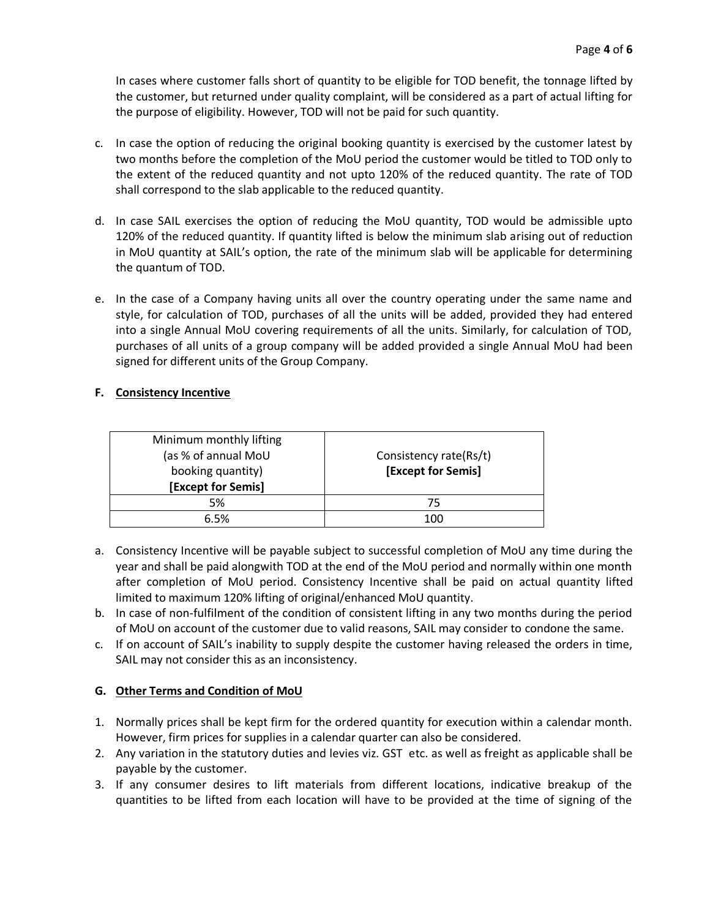In cases where customer falls short of quantity to be eligible for TOD benefit, the tonnage lifted by the customer, but returned under quality complaint, will be considered as a part of actual lifting for the purpose of eligibility. However, TOD will not be paid for such quantity.

c. In case the option of reducing the original booking quantity is exercised by the customer latest by two months before the completion of the MoU period the customer would be titled to TOD only to the extent of the reduced quantity and not upto 120% of the reduced quantity. The rate of TOD shall correspond to the slab applicable to the reduced quantity.

d. In case SAIL exercises the option of reducing the MoU quantity, TOD would be admissible upto 120% of the reduced quantity. If quantity lifted is below the minimum slab arising out of reduction in MoU quantity at SAIL's option, the rate of the minimum slab will be applicable for determining the quantum of TOD.

e. In the case of a Company having units all over the country operating under the same name and style, for calculation of TOD, purchases of all the units will be added, provided they had entered into a single Annual MoU covering requirements of all the units. Similarly, for calculation of TOD, purchases of all units of a group company will be added provided a single Annual MoU had been signed for different units of the Group Company.

## F. Consistency Incentive

| Minimum monthly lifting (as % of annual MoU booking quantity) **[Except for Semis]** | Consistency rate(Rs/t) **[Except for Semis]** |
|---|---|
| 5% | 75 |
| 6.5% | 100 |

a. Consistency Incentive will be payable subject to successful completion of MoU any time during the year and shall be paid alongwith TOD at the end of the MoU period and normally within one month after completion of MoU period. Consistency Incentive shall be paid on actual quantity lifted limited to maximum 120% lifting of original/enhanced MoU quantity.

b. In case of non-fulfilment of the condition of consistent lifting in any two months during the period of MoU on account of the customer due to valid reasons, SAIL may consider to condone the same.

c. If on account of SAIL's inability to supply despite the customer having released the orders in time, SAIL may not consider this as an inconsistency.

## G. Other Terms and Condition of MoU

1. Normally prices shall be kept firm for the ordered quantity for execution within a calendar month. However, firm prices for supplies in a calendar quarter can also be considered.
2. Any variation in the statutory duties and levies viz. GST etc. as well as freight as applicable shall be payable by the customer.
3. If any consumer desires to lift materials from different locations, indicative breakup of the quantities to be lifted from each location will have to be provided at the time of signing of the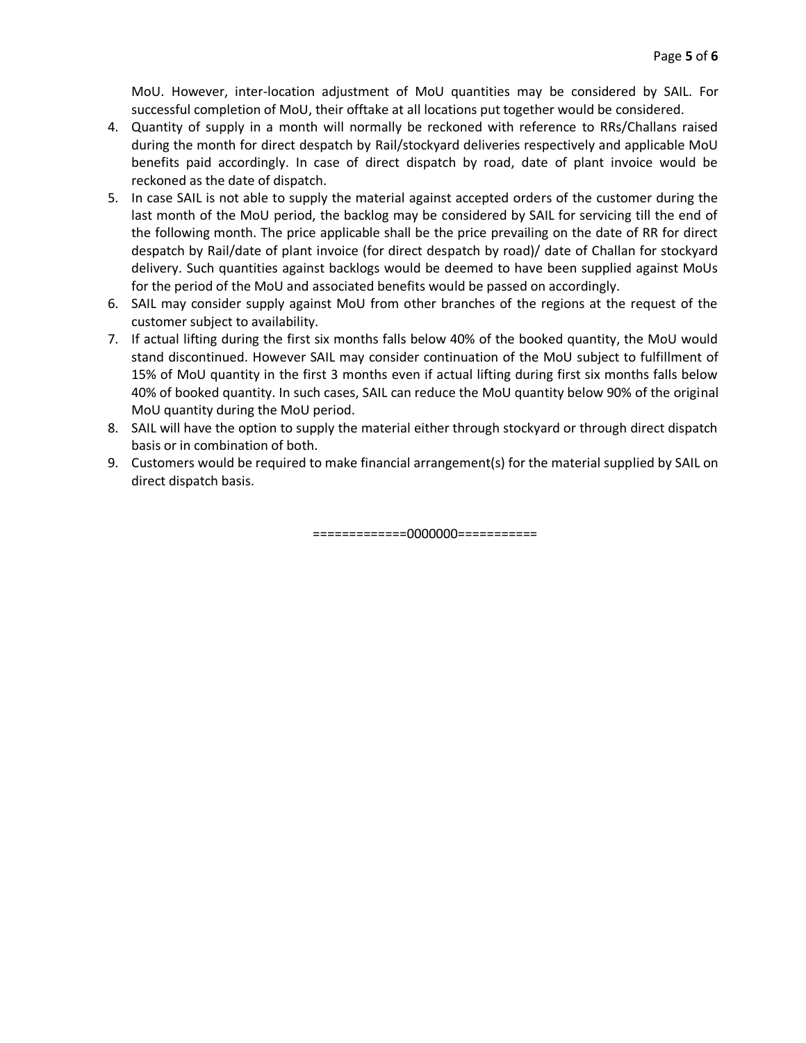MoU. However, inter-location adjustment of MoU quantities may be considered by SAIL. For successful completion of MoU, their offtake at all locations put together would be considered.

4. Quantity of supply in a month will normally be reckoned with reference to RRs/Challans raised during the month for direct despatch by Rail/stockyard deliveries respectively and applicable MoU benefits paid accordingly. In case of direct dispatch by road, date of plant invoice would be reckoned as the date of dispatch.
5. In case SAIL is not able to supply the material against accepted orders of the customer during the last month of the MoU period, the backlog may be considered by SAIL for servicing till the end of the following month. The price applicable shall be the price prevailing on the date of RR for direct despatch by Rail/date of plant invoice (for direct despatch by road)/ date of Challan for stockyard delivery. Such quantities against backlogs would be deemed to have been supplied against MoUs for the period of the MoU and associated benefits would be passed on accordingly.
6. SAIL may consider supply against MoU from other branches of the regions at the request of the customer subject to availability.
7. If actual lifting during the first six months falls below 40% of the booked quantity, the MoU would stand discontinued. However SAIL may consider continuation of the MoU subject to fulfillment of 15% of MoU quantity in the first 3 months even if actual lifting during first six months falls below 40% of booked quantity. In such cases, SAIL can reduce the MoU quantity below 90% of the original MoU quantity during the MoU period.
8. SAIL will have the option to supply the material either through stockyard or through direct dispatch basis or in combination of both.
9. Customers would be required to make financial arrangement(s) for the material supplied by SAIL on direct dispatch basis.

=============0000000===========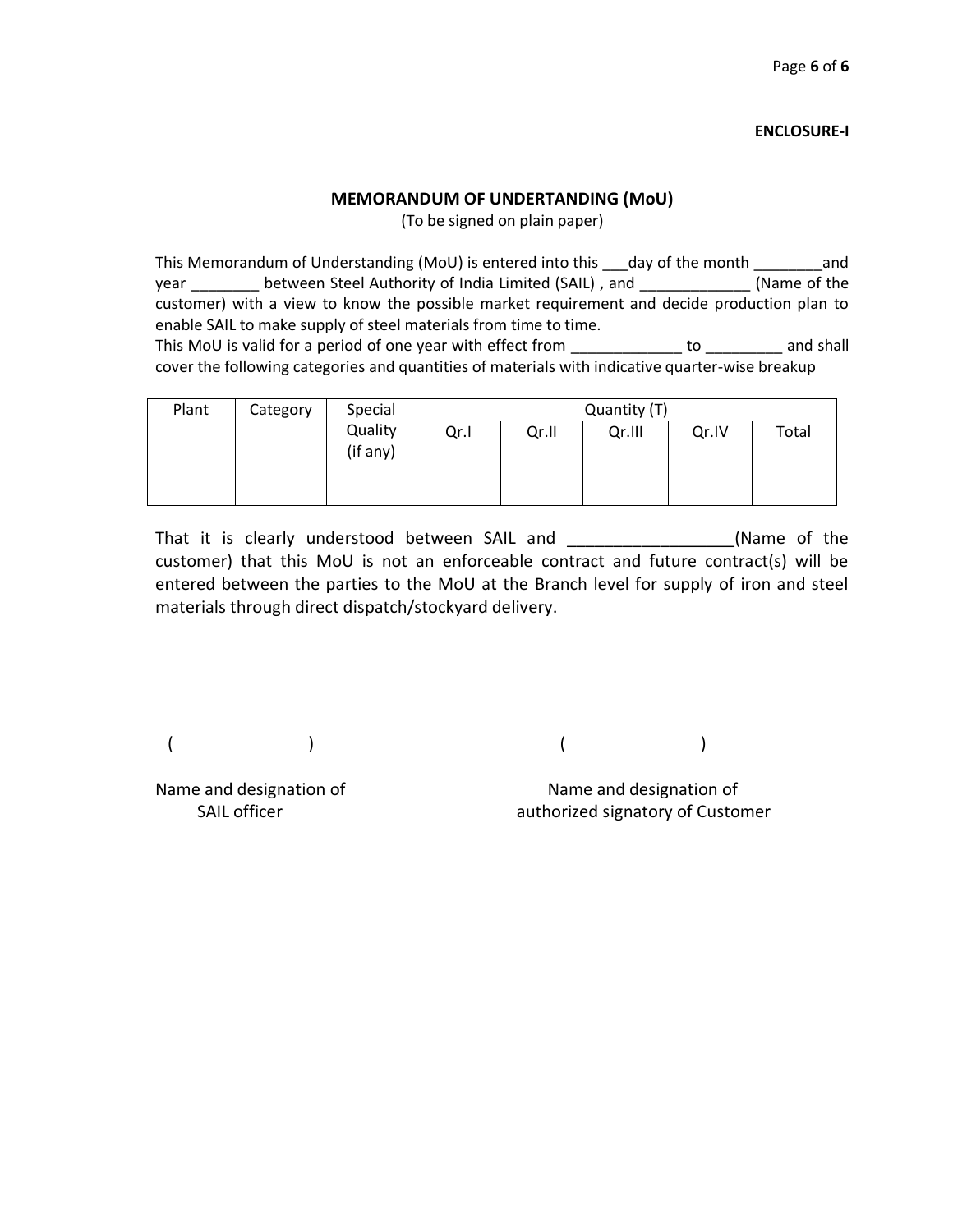**ENCLOSURE-I**

## MEMORANDUM OF UNDERTANDING (MoU)

(To be signed on plain paper)

This Memorandum of Understanding (MoU) is entered into this ___day of the month ________and year ________ between Steel Authority of India Limited (SAIL) , and _____________ (Name of the customer) with a view to know the possible market requirement and decide production plan to enable SAIL to make supply of steel materials from time to time.

This MoU is valid for a period of one year with effect from _____________ to _________ and shall cover the following categories and quantities of materials with indicative quarter-wise breakup

| Plant | Category | Special Quality (if any) | Quantity (T) | | | | |
|---|---|---|---|---|---|---|---|
| | | | Qr.I | Qr.II | Qr.III | Qr.IV | Total |
| | | | | | | | |

That it is clearly understood between SAIL and __________________(Name of the customer) that this MoU is not an enforceable contract and future contract(s) will be entered between the parties to the MoU at the Branch level for supply of iron and steel materials through direct dispatch/stockyard delivery.

( )

Name and designation of SAIL officer

( )

Name and designation of authorized signatory of Customer